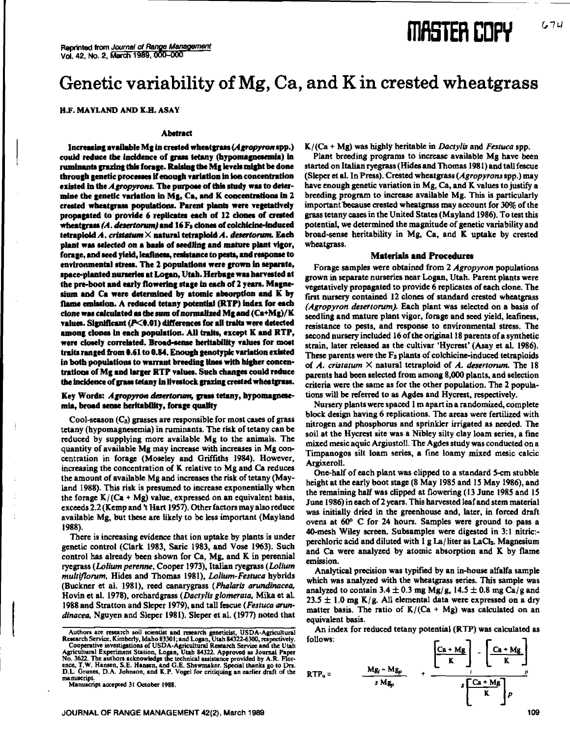Reprinted from *Journal of Range Management* Vol. 42, No. 2, March 1989, 000–000

# Genetic variability of Mg, Ca, and K in crested wheatgrass

H.F. MAYLAND AND K.H. ASAY

## Abstract

**Increasing available Mg in crested wheatgrass (*Agropyron* spp.) could reduce the incidence of grass tetany (hypomagnesemia) in ruminants grazing this forage. Raising the Mg levels might be done through genetic processes if enough variation in ion concentration existed in the *Agropyrons*. The purpose of this study was to determine the genetic variation in Mg, Ca, and K concentrations in 2 crested wheatgrass populations. Parent plants were vegetatively propagated to provide 6 replicates each of 12 clones of crested wheatgrass (*A. desertorum*) and 16 $F_3$ clones of colchicine-induced tetraploid *A. cristatum* × natural tetraploid *A. desertorum*. Each plant was selected on a basis of seedling and mature plant vigor, forage, and seed yield, leafiness, resistance to pests, and response to environmental stress. The 2 populations were grown in separate, space-planted nurseries at Logan, Utah. Herbage was harvested at the pre-boot and early flowering stage in each of 2 years. Magnesium and Ca were determined by atomic absorption and K by flame emission. A reduced tetany potential (RTP) index for each clone was calculated as the sum of normalized Mg and (Ca+Mg)/K values. Significant ($P<0.01$) differences for all traits were detected among clones in each population. All traits, except K and RTP, were closely correlated. Broad-sense heritability values for most traits ranged from 0.61 to 0.84. Enough genotypic variation existed in both populations to warrant breeding lines with higher concentrations of Mg and larger RTP values. Such changes could reduce the incidence of grass tetany in livestock grazing crested wheatgrass.**

**Key Words: *Agropyron desertorum*, grass tetany, hypomagnesemia, broad sense heritability, forage quality**

Cool-season ($C_3$) grasses are responsible for most cases of grass tetany (hypomagnesemia) in ruminants. The risk of tetany can be reduced by supplying more available Mg to the animals. The quantity of available Mg may increase with increases in Mg concentration in forage (Moseley and Griffiths 1984). However, increasing the concentration of K relative to Mg and Ca reduces the amount of available Mg and increases the risk of tetany (Mayland 1988). This risk is presumed to increase exponentially when the forage K/(Ca + Mg) value, expressed on an equivalent basis, exceeds 2.2 (Kemp and 't Hart 1957). Other factors may also reduce available Mg, but these are likely to be less important (Mayland 1988).

There is increasing evidence that ion uptake by plants is under genetic control (Clark 1983, Saric 1983, and Vose 1963). Such control has already been shown for Ca, Mg, and K in perennial ryegrass (*Lolium perenne*, Cooper 1973), Italian ryegrass (*Lolium multiflorum*, Hides and Thomas 1981), *Lolium-Festuca* hybrids (Buckner et al. 1981), reed canarygrass (*Phalaris arundinacea*, Hovin et al. 1978), orchardgrass (*Dactylis glomerata*, Mika et al. 1988 and Stratton and Sleper 1979), and tall fescue (*Festuca arundinacea*, Nguyen and Sleper 1981). Sleper et al. (1977) noted that K/(Ca + Mg) was highly heritable in *Dactylis* and *Festuca* spp.

Plant breeding programs to increase available Mg have been started on Italian ryegrass (Hides and Thomas 1981) and tall fescue (Sleper et al. In Press). Crested wheatgrass (*Agropyrons* spp.) may have enough genetic variation in Mg, Ca, and K values to justify a breeding program to increase available Mg. This is particularly important because crested wheatgrass may account for 30% of the grass tetany cases in the United States (Mayland 1986). To test this potential, we determined the magnitude of genetic variability and broad-sense heritability in Mg, Ca, and K uptake by crested wheatgrass.

## Materials and Procedures

Forage samples were obtained from 2 *Agropyron* populations grown in separate nurseries near Logan, Utah. Parent plants were vegetatively propagated to provide 6 replicates of each clone. The first nursery contained 12 clones of standard crested wheatgrass (*Agropyron desertorum*). Each plant was selected on a basis of seedling and mature plant vigor, forage and seed yield, leafiness, resistance to pests, and response to environmental stress. The second nursery included 16 of the original 18 parents of a synthetic strain, later released as the cultivar 'Hycrest' (Asay et al. 1986). These parents were the $F_3$ plants of colchicine-induced tetraploids of *A. cristatum* × natural tetraploid of *A. desertorum*. The 18 parents had been selected from among 8,000 plants, and selection criteria were the same as for the other population. The 2 populations will be referred to as Agdes and Hycrest, respectively.

Nursery plants were spaced 1 m apart in a randomized, complete block design having 6 replications. The areas were fertilized with nitrogen and phosphorus and sprinkler irrigated as needed. The soil at the Hycrest site was a Nibley silty clay loam series, a fine mixed mesic aquic Argiustoll. The Agdes study was conducted on a Timpanogos silt loam series, a fine loamy mixed mesic calcic Argixeroll.

One-half of each plant was clipped to a standard 5-cm stubble height at the early boot stage (8 May 1985 and 15 May 1986), and the remaining half was clipped at flowering (13 June 1985 and 15 June 1986) in each of 2 years. This harvested leaf and stem material was initially dried in the greenhouse and, later, in forced draft ovens at 60° C for 24 hours. Samples were ground to pass a 40-mesh Wiley screen. Subsamples were digested in 3:1 nitric:-perchloric acid and diluted with 1 g La/liter as $LaCl_3$. Magnesium and Ca were analyzed by atomic absorption and K by flame emission.

Analytical precision was typified by an in-house alfalfa sample which was analyzed with the wheatgrass series. This sample was analyzed to contain 3.4 ± 0.3 mg Mg/g, 14.5 ± 0.8 mg Ca/g and 23.5 ± 1.0 mg K/g. All elemental data were expressed on a dry matter basis. The ratio of K/(Ca + Mg) was calculated on an equivalent basis.

An index for reduced tetany potential (RTP) was calculated as follows:

$$RTP_u = \frac{Mg_i - Mg_p}{s\ Mg_p} + \frac{\left[\frac{Ca + Mg}{K}\right]_i - \left[\frac{Ca + Mg}{K}\right]_p}{s\left[\frac{Ca + Mg}{K}\right]_p}$$

Authors are research soil scientist and research geneticist, USDA-Agricultural Research Service, Kimberly, Idaho 83301; and Logan, Utah 84322-6300, respectively. Cooperative investigations of USDA-Agricultural Research Service and the Utah Agricultural Experiment Station, Logan, Utah 84322. Approved as Journal Paper No. 3622. The authors acknowledge the technical assistance provided by A.R. Florence, T.W. Hansen, S.E. Hansen, and G.E. Shewmaker. Special thanks go to Drs. D.L. Grunes, D.A. Johnson, and K.P. Vogel for critiquing an earlier draft of the manuscript.

Manuscript accepted 31 October 1988.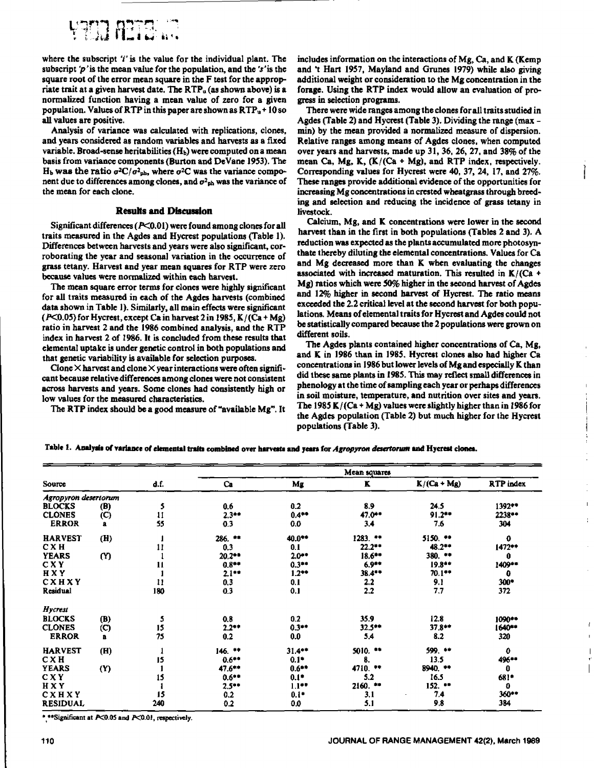where the subscript '*i*' is the value for the individual plant. The subscript '*p*' is the mean value for the population, and the '*s*' is the square root of the error mean square in the F test for the appropriate trait at a given harvest date. The $RTP_u$ (as shown above) is a normalized function having a mean value of zero for a given population. Values of RTP in this paper are shown as $RTP_u + 10$ so all values are positive.

Analysis of variance was calculated with replications, clones, and years considered as random variables and harvests as a fixed variable. Broad-sense heritabilities ($H_b$) were computed on a mean basis from variance components (Burton and DeVane 1953). The $H_b$ was the ratio $\sigma^2C/\sigma^2_{ph}$, where $\sigma^2C$ was the variance component due to differences among clones, and $\sigma^2_{ph}$ was the variance of the mean for each clone.

## Results and Discussion

Significant differences ($P<0.01$) were found among clones for all traits measured in the Agdes and Hycrest populations (Table 1). Differences between harvests and years were also significant, corroborating the year and seasonal variation in the occurrence of grass tetany. Harvest and year mean squares for RTP were zero because values were normalized within each harvest.

The mean square error terms for clones were highly significant for all traits measured in each of the Agdes harvests (combined data shown in Table 1). Similarly, all main effects were significant ($P<0.05$) for Hycrest, except Ca in harvest 2 in 1985, K/(Ca + Mg) ratio in harvest 2 and the 1986 combined analysis, and the RTP index in harvest 2 of 1986. It is concluded from these results that elemental uptake is under genetic control in both populations and that genetic variability is available for selection purposes.

Clone × harvest and clone × year interactions were often significant because relative differences among clones were not consistent across harvests and years. Some clones had consistently high or low values for the measured characteristics.

The RTP index should be a good measure of "available Mg". It includes information on the interactions of Mg, Ca, and K (Kemp and 't Hart 1957, Mayland and Grunes 1979) while also giving additional weight or consideration to the Mg concentration in the forage. Using the RTP index would allow an evaluation of progress in selection programs.

There were wide ranges among the clones for all traits studied in Agdes (Table 2) and Hycrest (Table 3). Dividing the range (max – min) by the mean provided a normalized measure of dispersion. Relative ranges among means of Agdes clones, when computed over years and harvests, made up 31, 36, 26, 27, and 38% of the mean Ca, Mg, K, (K/(Ca + Mg), and RTP index, respectively. Corresponding values for Hycrest were 40, 37, 24, 17, and 27%. These ranges provide additional evidence of the opportunities for increasing Mg concentrations in crested wheatgrass through breeding and selection and reducing the incidence of grass tetany in livestock.

Calcium, Mg, and K concentrations were lower in the second harvest than in the first in both populations (Tables 2 and 3). A reduction was expected as the plants accumulated more photosynthate thereby diluting the elemental concentrations. Values for Ca and Mg decreased more than K when evaluating the changes associated with increased maturation. This resulted in K/(Ca + Mg) ratios which were 50% higher in the second harvest of Agdes and 12% higher in second harvest of Hycrest. The ratio means exceeded the 2.2 critical level at the second harvest for both populations. Means of elemental traits for Hycrest and Agdes could not be statistically compared because the 2 populations were grown on different soils.

The Agdes plants contained higher concentrations of Ca, Mg, and K in 1986 than in 1985. Hycrest clones also had higher Ca concentrations in 1986 but lower levels of Mg and especially K than did these same plants in 1985. This may reflect small differences in phenology at the time of sampling each year or perhaps differences in soil moisture, temperature, and nutrition over sites and years. The 1985 K/(Ca + Mg) values were slightly higher than in 1986 for the Agdes population (Table 2) but much higher for the Hycrest populations (Table 3).

Table 1. Analysis of variance of elemental traits combined over harvests and years for *Agropyron desertorum* and Hycrest clones.

| Source | | d.f. | Mean squares | | | | |
|---|---|---|---|---|---|---|---|
| | | | Ca | Mg | K | K/(Ca + Mg) | RTP index |
| *Agropyron desertorum* | | | | | | | |
| BLOCKS | (B) | 5 | 0.6 | 0.2 | 8.9 | 24.5 | 1392** |
| CLONES | (C) | 11 | 2.3** | 0.4** | 47.0** | 91.2** | 2238** |
| ERROR | a | 55 | 0.3 | 0.0 | 3.4 | 7.6 | 304 |
| HARVEST | (H) | 1 | 286. ** | 40.0** | 1283. ** | 5150. ** | 0 |
| C X H | | 11 | 0.3 | 0.1 | 22.2** | 48.2** | 1472** |
| YEARS | (Y) | 1 | 20.2** | 2.0** | 18.6** | 380. ** | 0 |
| C X Y | | 11 | 0.8** | 0.3** | 6.9** | 19.8** | 1409** |
| H X Y | | 1 | 2.1** | 1.2** | 38.4** | 70.1** | 0 |
| C X H X Y | | 11 | 0.3 | 0.1 | 2.2 | 9.1 | 300* |
| Residual | | 180 | 0.3 | 0.1 | 2.2 | 7.7 | 372 |
| *Hycrest* | | | | | | | |
| BLOCKS | (B) | 5 | 0.8 | 0.2 | 35.9 | 12.8 | 1090** |
| CLONES | (C) | 15 | 2.2** | 0.3** | 32.5** | 37.8** | 1640** |
| ERROR | a | 75 | 0.2 | 0.0 | 5.4 | 8.2 | 320 |
| HARVEST | (H) | 1 | 146. ** | 31.4** | 5010. ** | 599. ** | 0 |
| C X H | | 15 | 0.6** | 0.1* | 8. | 13.5 | 496** |
| YEARS | (Y) | 1 | 47.6** | 0.6** | 4710. ** | 8940. ** | 0 |
| C X Y | | 15 | 0.6** | 0.1* | 5.2 | 16.5 | 681* |
| H X Y | | 1 | 2.5** | 1.1** | 2160. ** | 152. ** | 0 |
| C X H X Y | | 15 | 0.2 | 0.1* | 3.1 | 7.4 | 360** |
| RESIDUAL | | 240 | 0.2 | 0.0 | 5.1 | 9.8 | 384 |

*,**Significant at $P<0.05$ and $P<0.01$, respectively.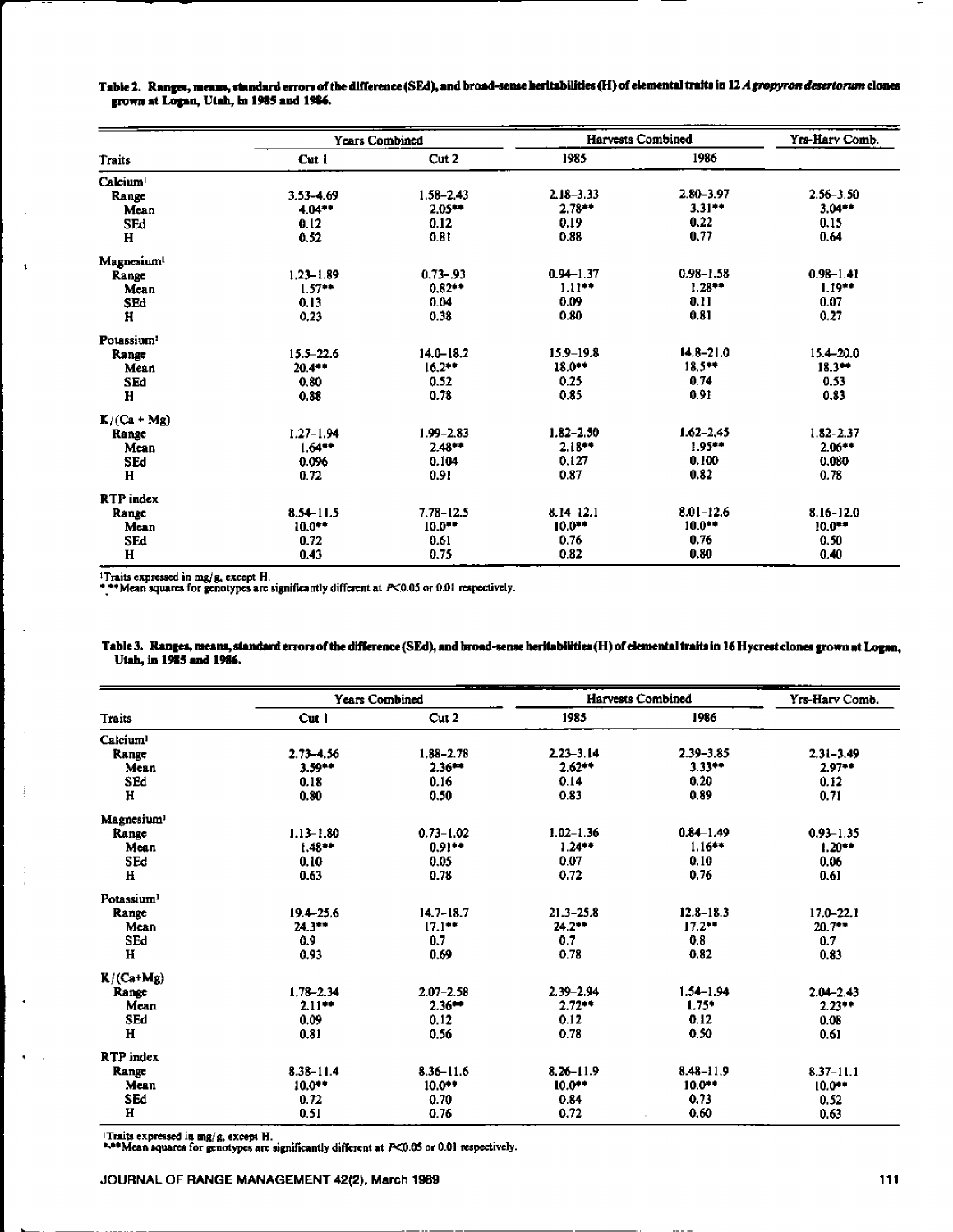**Table 2. Ranges, means, standard errors of the difference (SEd), and broad-sense heritabilities (H) of elemental traits in 12 *Agropyron desertorum* clones grown at Logan, Utah, in 1985 and 1986.**

| Traits | Years Combined | | Harvests Combined | | Yrs-Harv Comb. |
|---|---|---|---|---|---|
| | Cut 1 | Cut 2 | 1985 | 1986 | |
| Calcium[1] | | | | | |
| Range | 3.53–4.69 | 1.58–2.43 | 2.18–3.33 | 2.80–3.97 | 2.56–3.50 |
| Mean | 4.04** | 2.05** | 2.78** | 3.31** | 3.04** |
| SEd | 0.12 | 0.12 | 0.19 | 0.22 | 0.15 |
| H | 0.52 | 0.81 | 0.88 | 0.77 | 0.64 |
| Magnesium[1] | | | | | |
| Range | 1.23–1.89 | 0.73–.93 | 0.94–1.37 | 0.98–1.58 | 0.98–1.41 |
| Mean | 1.57** | 0.82** | 1.11** | 1.28** | 1.19** |
| SEd | 0.13 | 0.04 | 0.09 | 0.11 | 0.07 |
| H | 0.23 | 0.38 | 0.80 | 0.81 | 0.27 |
| Potassium[1] | | | | | |
| Range | 15.5–22.6 | 14.0–18.2 | 15.9–19.8 | 14.8–21.0 | 15.4–20.0 |
| Mean | 20.4** | 16.2** | 18.0** | 18.5** | 18.3** |
| SEd | 0.80 | 0.52 | 0.25 | 0.74 | 0.53 |
| H | 0.88 | 0.78 | 0.85 | 0.91 | 0.83 |
| K/(Ca + Mg) | | | | | |
| Range | 1.27–1.94 | 1.99–2.83 | 1.82–2.50 | 1.62–2.45 | 1.82–2.37 |
| Mean | 1.64** | 2.48** | 2.18** | 1.95** | 2.06** |
| SEd | 0.096 | 0.104 | 0.127 | 0.100 | 0.080 |
| H | 0.72 | 0.91 | 0.87 | 0.82 | 0.78 |
| RTP index | | | | | |
| Range | 8.54–11.5 | 7.78–12.5 | 8.14–12.1 | 8.01–12.6 | 8.16–12.0 |
| Mean | 10.0** | 10.0** | 10.0** | 10.0** | 10.0** |
| SEd | 0.72 | 0.61 | 0.76 | 0.76 | 0.50 |
| H | 0.43 | 0.75 | 0.82 | 0.80 | 0.40 |

[1]Traits expressed in mg/g, except H.
*,**Mean squares for genotypes are significantly different at $P<0.05$ or 0.01 respectively.

**Table 3. Ranges, means, standard errors of the difference (SEd), and broad-sense heritabilities (H) of elemental traits in 16 Hycrest clones grown at Logan, Utah, in 1985 and 1986.**

| Traits | Years Combined | | Harvests Combined | | Yrs-Harv Comb. |
|---|---|---|---|---|---|
| | Cut 1 | Cut 2 | 1985 | 1986 | |
| Calcium[1] | | | | | |
| Range | 2.73–4.56 | 1.88–2.78 | 2.23–3.14 | 2.39–3.85 | 2.31–3.49 |
| Mean | 3.59** | 2.36** | 2.62** | 3.33** | 2.97** |
| SEd | 0.18 | 0.16 | 0.14 | 0.20 | 0.12 |
| H | 0.80 | 0.50 | 0.83 | 0.89 | 0.71 |
| Magnesium[1] | | | | | |
| Range | 1.13–1.80 | 0.73–1.02 | 1.02–1.36 | 0.84–1.49 | 0.93–1.35 |
| Mean | 1.48** | 0.91** | 1.24** | 1.16** | 1.20** |
| SEd | 0.10 | 0.05 | 0.07 | 0.10 | 0.06 |
| H | 0.63 | 0.78 | 0.72 | 0.76 | 0.61 |
| Potassium[1] | | | | | |
| Range | 19.4–25.6 | 14.7–18.7 | 21.3–25.8 | 12.8–18.3 | 17.0–22.1 |
| Mean | 24.3** | 17.1** | 24.2** | 17.2** | 20.7** |
| SEd | 0.9 | 0.7 | 0.7 | 0.8 | 0.7 |
| H | 0.93 | 0.69 | 0.78 | 0.82 | 0.83 |
| K/(Ca+Mg) | | | | | |
| Range | 1.78–2.34 | 2.07–2.58 | 2.39–2.94 | 1.54–1.94 | 2.04–2.43 |
| Mean | 2.11** | 2.36** | 2.72** | 1.75* | 2.23** |
| SEd | 0.09 | 0.12 | 0.12 | 0.12 | 0.08 |
| H | 0.81 | 0.56 | 0.78 | 0.50 | 0.61 |
| RTP index | | | | | |
| Range | 8.38–11.4 | 8.36–11.6 | 8.26–11.9 | 8.48–11.9 | 8.37–11.1 |
| Mean | 10.0** | 10.0** | 10.0** | 10.0** | 10.0** |
| SEd | 0.72 | 0.70 | 0.84 | 0.73 | 0.52 |
| H | 0.51 | 0.76 | 0.72 | 0.60 | 0.63 |

[1]Traits expressed in mg/g, except H.
*,**Mean squares for genotypes are significantly different at $P<0.05$ or 0.01 respectively.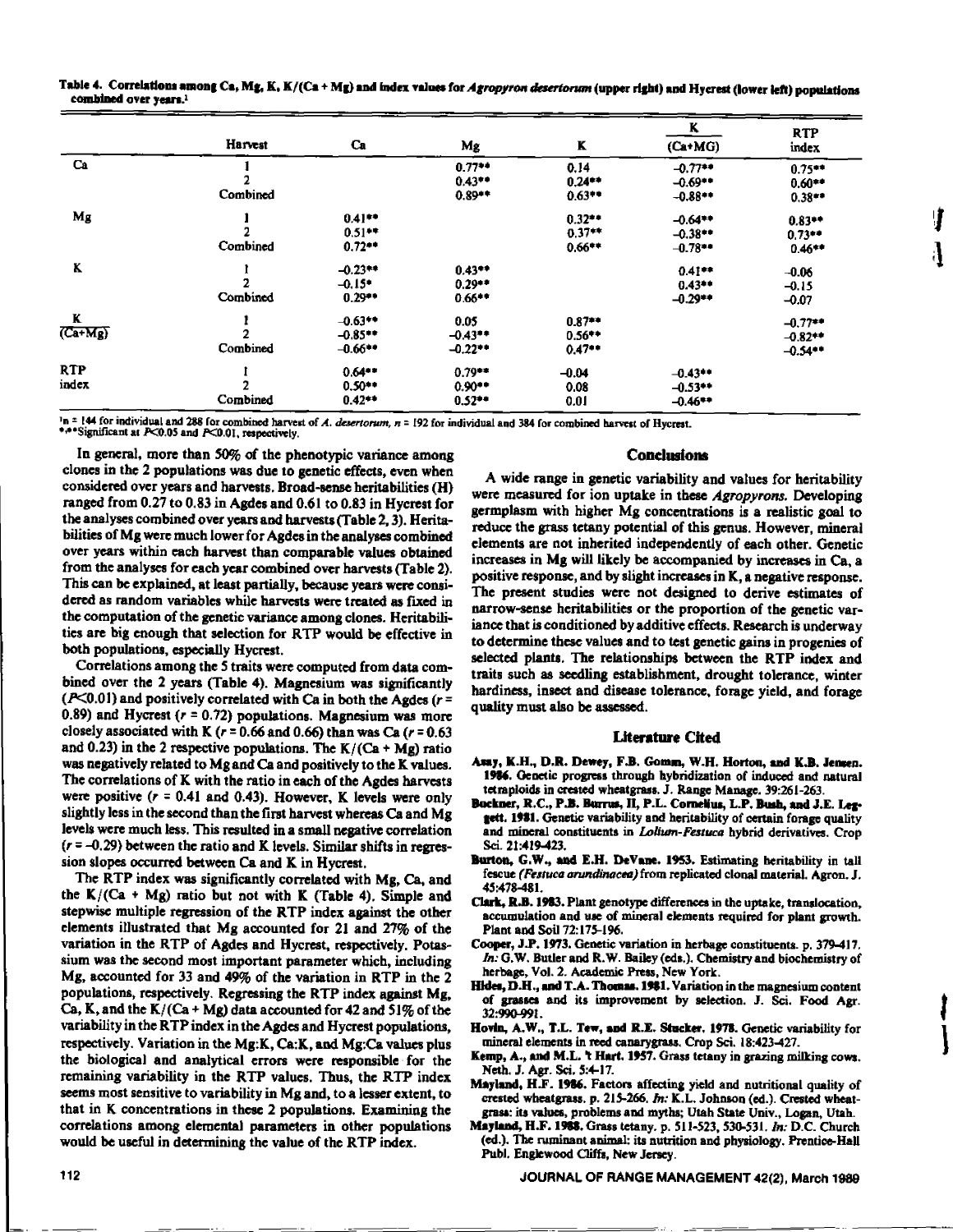Table 4. Correlations among Ca, Mg, K, K/(Ca + Mg) and index values for *Agropyron desertorum* (upper right) and Hycrest (lower left) populations combined over years.[1]

| | Harvest | Ca | Mg | K | K/(Ca+MG) | RTP index |
|---|---|---|---|---|---|---|
| Ca | 1 | | 0.77** | 0.14 | −0.77** | 0.75** |
| | 2 | | 0.43** | 0.24** | −0.69** | 0.60** |
| | Combined | | 0.89** | 0.63** | −0.88** | 0.38** |
| Mg | 1 | 0.41** | | 0.32** | −0.64** | 0.83** |
| | 2 | 0.51** | | 0.37** | −0.38** | 0.73** |
| | Combined | 0.72** | | 0.66** | −0.78** | 0.46** |
| K | 1 | −0.23** | 0.43** | | 0.41** | −0.06 |
| | 2 | −0.15* | 0.29** | | 0.43** | −0.15 |
| | Combined | 0.29** | 0.66** | | −0.29** | −0.07 |
| K/(Ca+Mg) | 1 | −0.63** | 0.05 | 0.87** | | −0.77** |
| | 2 | −0.85** | −0.43** | 0.56** | | −0.82** |
| | Combined | −0.66** | −0.22** | 0.47** | | −0.54** |
| RTP index | 1 | 0.64** | 0.79** | −0.04 | −0.43** | |
| | 2 | 0.50** | 0.90** | 0.08 | −0.53** | |
| | Combined | 0.42** | 0.52** | 0.01 | −0.46** | |

[1] n = 144 for individual and 288 for combined harvest of *A. desertorum*, n = 192 for individual and 384 for combined harvest of Hycrest.
*,**Significant at $P<0.05$ and $P<0.01$, respectively.

In general, more than 50% of the phenotypic variance among clones in the 2 populations was due to genetic effects, even when considered over years and harvests. Broad-sense heritabilities (H) ranged from 0.27 to 0.83 in Agdes and 0.61 to 0.83 in Hycrest for the analyses combined over years and harvests (Table 2, 3). Heritabilities of Mg were much lower for Agdes in the analyses combined over years within each harvest than comparable values obtained from the analyses for each year combined over harvests (Table 2). This can be explained, at least partially, because years were considered as random variables while harvests were treated as fixed in the computation of the genetic variance among clones. Heritabilities are big enough that selection for RTP would be effective in both populations, especially Hycrest.

Correlations among the 5 traits were computed from data combined over the 2 years (Table 4). Magnesium was significantly ($P<0.01$) and positively correlated with Ca in both the Agdes ($r$ = 0.89) and Hycrest ($r$ = 0.72) populations. Magnesium was more closely associated with K ($r$ = 0.66 and 0.66) than was Ca ($r$ = 0.63 and 0.23) in the 2 respective populations. The K/(Ca + Mg) ratio was negatively related to Mg and Ca and positively to the K values. The correlations of K with the ratio in each of the Agdes harvests were positive ($r$ = 0.41 and 0.43). However, K levels were only slightly less in the second than the first harvest whereas Ca and Mg levels were much less. This resulted in a small negative correlation ($r$ = −0.29) between the ratio and K levels. Similar shifts in regression slopes occurred between Ca and K in Hycrest.

The RTP index was significantly correlated with Mg, Ca, and the K/(Ca + Mg) ratio but not with K (Table 4). Simple and stepwise multiple regression of the RTP index against the other elements illustrated that Mg accounted for 21 and 27% of the variation in the RTP of Agdes and Hycrest, respectively. Potassium was the second most important parameter which, including Mg, accounted for 33 and 49% of the variation in RTP in the 2 populations, respectively. Regressing the RTP index against Mg, Ca, K, and the K/(Ca + Mg) data accounted for 42 and 51% of the variability in the RTP index in the Agdes and Hycrest populations, respectively. Variation in the Mg:K, Ca:K, and Mg:Ca values plus the biological and analytical errors were responsible for the remaining variability in the RTP values. Thus, the RTP index seems most sensitive to variability in Mg and, to a lesser extent, to that in K concentrations in these 2 populations. Examining the correlations among elemental parameters in other populations would be useful in determining the value of the RTP index.

## Conclusions

A wide range in genetic variability and values for heritability were measured for ion uptake in these *Agropyrons*. Developing germplasm with higher Mg concentrations is a realistic goal to reduce the grass tetany potential of this genus. However, mineral elements are not inherited independently of each other. Genetic increases in Mg will likely be accompanied by increases in Ca, a positive response, and by slight increases in K, a negative response. The present studies were not designed to derive estimates of narrow-sense heritabilities or the proportion of the genetic variance that is conditioned by additive effects. Research is underway to determine these values and to test genetic gains in progenies of selected plants. The relationships between the RTP index and traits such as seedling establishment, drought tolerance, winter hardiness, insect and disease tolerance, forage yield, and forage quality must also be assessed.

## Literature Cited

**Asay, K.H., D.R. Dewey, F.B. Gomm, W.H. Horton, and K.B. Jensen. 1986.** Genetic progress through hybridization of induced and natural tetraploids in crested wheatgrass. J. Range Manage. 39:261-263.

**Buckner, R.C., P.B. Burrus, II, P.L. Cornelius, L.P. Bush, and J.E. Leggett. 1981.** Genetic variability and heritability of certain forage quality and mineral constituents in *Lolium-Festuca* hybrid derivatives. Crop Sci. 21:419-423.

**Burton, G.W., and E.H. DeVane. 1953.** Estimating heritability in tall fescue *(Festuca arundinacea)* from replicated clonal material. Agron. J. 45:478-481.

**Clark, R.B. 1983.** Plant genotype differences in the uptake, translocation, accumulation and use of mineral elements required for plant growth. Plant and Soil 72:175-196.

**Cooper, J.P. 1973.** Genetic variation in herbage constituents. p. 379-417. *In:* G.W. Butler and R.W. Bailey (eds.). Chemistry and biochemistry of herbage, Vol. 2. Academic Press, New York.

**Hides, D.H., and T.A. Thomas. 1981.** Variation in the magnesium content of grasses and its improvement by selection. J. Sci. Food Agr. 32:990-991.

**Hovin, A.W., T.L. Tew, and R.E. Stucker. 1978.** Genetic variability for mineral elements in reed canarygrass. Crop Sci. 18:423-427.

**Kemp, A., and M.L. 't Hart. 1957.** Grass tetany in grazing milking cows. Neth. J. Agr. Sci. 5:4-17.

**Mayland, H.F. 1986.** Factors affecting yield and nutritional quality of crested wheatgrass. p. 215-266. *In:* K.L. Johnson (ed.). Crested wheatgrass: its values, problems and myths; Utah State Univ., Logan, Utah.

**Mayland, H.F. 1988.** Grass tetany. p. 511-523, 530-531. *In:* D.C. Church (ed.). The ruminant animal: its nutrition and physiology. Prentice-Hall Publ. Englewood Cliffs, New Jersey.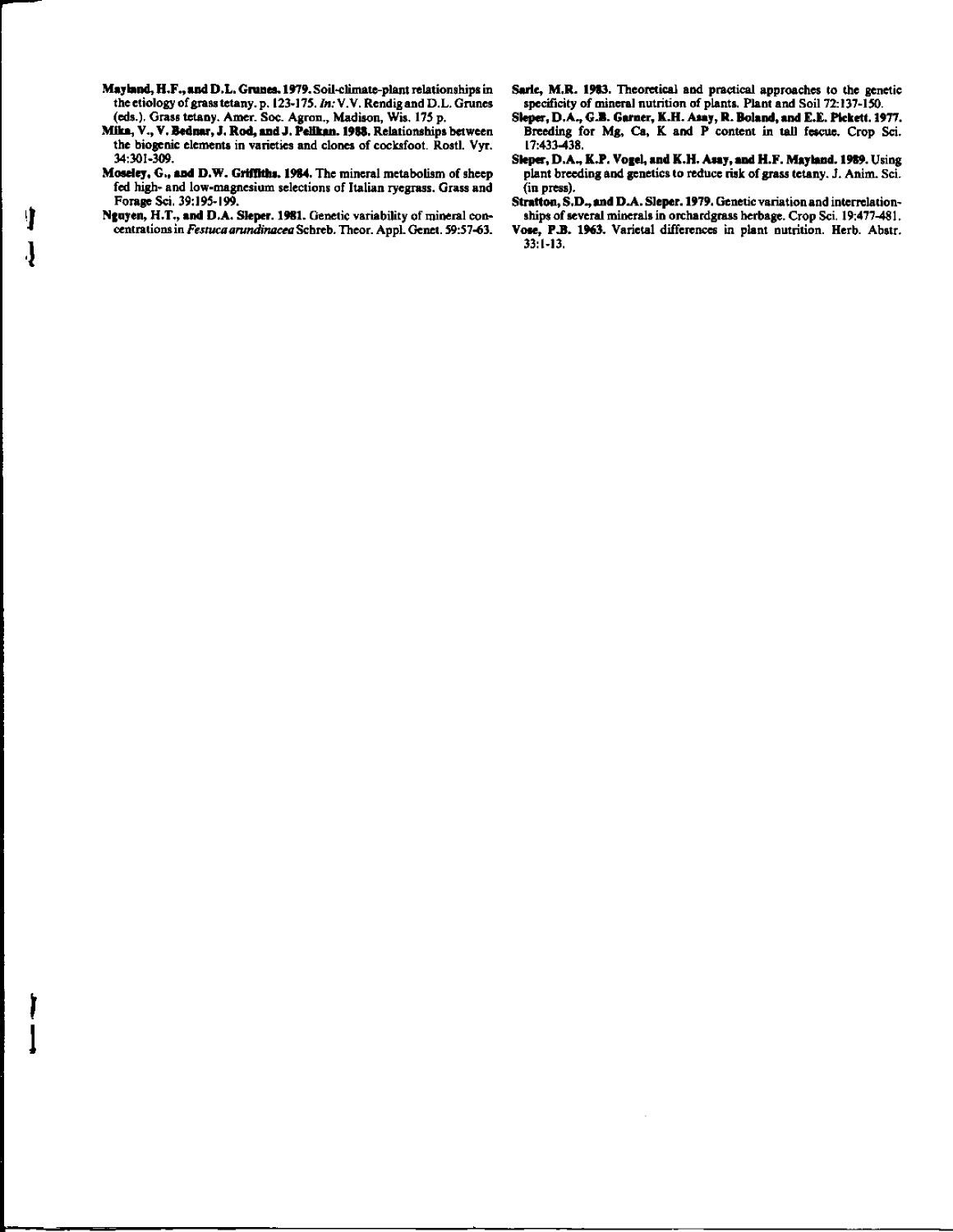**Mayland, H.F., and D.L. Grunes. 1979.** Soil-climate-plant relationships in the etiology of grass tetany. p. 123-175. *In:* V.V. Rendig and D.L. Grunes (eds.). Grass tetany. Amer. Soc. Agron., Madison, Wis. 175 p.

**Mika, V., V. Bednar, J. Rod, and J. Pelikan. 1988.** Relationships between the biogenic elements in varieties and clones of cocksfoot. Rostl. Vyr. 34:301-309.

**Moseley, G., and D.W. Griffiths. 1984.** The mineral metabolism of sheep fed high- and low-magnesium selections of Italian ryegrass. Grass and Forage Sci. 39:195-199.

**Nguyen, H.T., and D.A. Sleper. 1981.** Genetic variability of mineral concentrations in *Festuca arundinacea* Schreb. Theor. Appl. Genet. 59:57-63.

**Saric, M.R. 1983.** Theoretical and practical approaches to the genetic specificity of mineral nutrition of plants. Plant and Soil 72:137-150.

**Sleper, D.A., G.B. Garner, K.H. Asay, R. Boland, and E.E. Pickett. 1977.** Breeding for Mg, Ca, K and P content in tall fescue. Crop Sci. 17:433-438.

**Sleper, D.A., K.P. Vogel, and K.H. Asay, and H.F. Mayland. 1989.** Using plant breeding and genetics to reduce risk of grass tetany. J. Anim. Sci. (in press).

**Stratton, S.D., and D.A. Sleper. 1979.** Genetic variation and interrelationships of several minerals in orchardgrass herbage. Crop Sci. 19:477-481.

**Vose, P.B. 1963.** Varietal differences in plant nutrition. Herb. Abstr. 33:1-13.